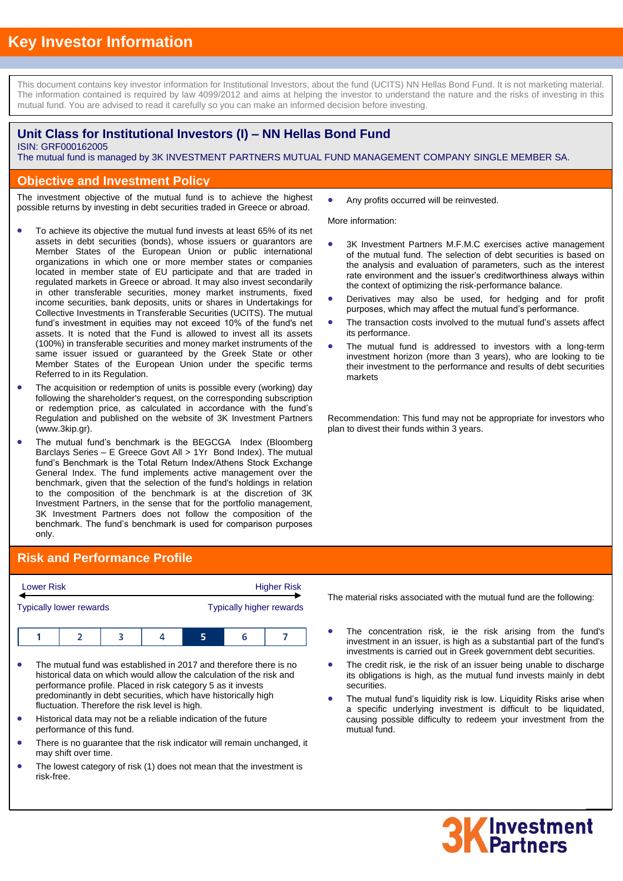# Key Investor Information

This document contains key investor information for Institutional Investors, about the fund (UCITS) NN Hellas Bond Fund. It is not marketing material. The information contained is required by law 4099/2012 and aims at helping the investor to understand the nature and the risks of investing in this mutual fund. You are advised to read it carefully so you can make an informed decision before investing.

## Unit Class for Institutional Investors (I) – NN Hellas Bond Fund

ISIN: GRF000162005

The mutual fund is managed by 3K INVESTMENT PARTNERS MUTUAL FUND MANAGEMENT COMPANY SINGLE MEMBER SA.

## Objective and Investment Policy

The investment objective of the mutual fund is to achieve the highest possible returns by investing in debt securities traded in Greece or abroad.

- To achieve its objective the mutual fund invests at least 65% of its net assets in debt securities (bonds), whose issuers or guarantors are Member States of the European Union or public international organizations in which one or more member states or companies located in member state of EU participate and that are traded in regulated markets in Greece or abroad. It may also invest secondarily in other transferable securities, money market instruments, fixed income securities, bank deposits, units or shares in Undertakings for Collective Investments in Transferable Securities (UCITS). The mutual fund's investment in equities may not exceed 10% of the fund's net assets. It is noted that the Fund is allowed to invest all its assets (100%) in transferable securities and money market instruments of the same issuer issued or guaranteed by the Greek State or other Member States of the European Union under the specific terms Referred to in its Regulation.
- The acquisition or redemption of units is possible every (working) day following the shareholder's request, on the corresponding subscription or redemption price, as calculated in accordance with the fund's Regulation and published on the website of 3K Investment Partners (www.3kip.gr).
- The mutual fund's benchmark is the BEGCGA Index (Bloomberg Barclays Series – E Greece Govt All > 1Yr Bond Index). The mutual fund's Benchmark is the Total Return Index/Athens Stock Exchange General Index. The fund implements active management over the benchmark, given that the selection of the fund's holdings in relation to the composition of the benchmark is at the discretion of 3K Investment Partners, in the sense that for the portfolio management, 3K Investment Partners does not follow the composition of the benchmark. The fund's benchmark is used for comparison purposes only.
- Any profits occurred will be reinvested.

More information:

- 3K Investment Partners M.F.M.C exercises active management of the mutual fund. The selection of debt securities is based on the analysis and evaluation of parameters, such as the interest rate environment and the issuer's creditworthiness always within the context of optimizing the risk-performance balance.
- Derivatives may also be used, for hedging and for profit purposes, which may affect the mutual fund's performance.
- The transaction costs involved to the mutual fund's assets affect its performance.
- The mutual fund is addressed to investors with a long-term investment horizon (more than 3 years), who are looking to tie their investment to the performance and results of debt securities markets

Recommendation: This fund may not be appropriate for investors who plan to divest their funds within 3 years.

## Risk and Performance Profile

Lower Risk ← → Higher Risk

Typically lower rewards — Typically higher rewards

| 1 | 2 | 3 | 4 | **5** | 6 | 7 |
|---|---|---|---|---|---|---|

- The mutual fund was established in 2017 and therefore there is no historical data on which would allow the calculation of the risk and performance profile. Placed in risk category 5 as it invests predominantly in debt securities, which have historically high fluctuation. Therefore the risk level is high.
- Historical data may not be a reliable indication of the future performance of this fund.
- There is no guarantee that the risk indicator will remain unchanged, it may shift over time.
- The lowest category of risk (1) does not mean that the investment is risk-free.

The material risks associated with the mutual fund are the following:

- The concentration risk, ie the risk arising from the fund's investment in an issuer, is high as a substantial part of the fund's investments is carried out in Greek government debt securities.
- The credit risk, ie the risk of an issuer being unable to discharge its obligations is high, as the mutual fund invests mainly in debt securities.
- The mutual fund's liquidity risk is low. Liquidity Risks arise when a specific underlying investment is difficult to be liquidated, causing possible difficulty to redeem your investment from the mutual fund.

3K Investment Partners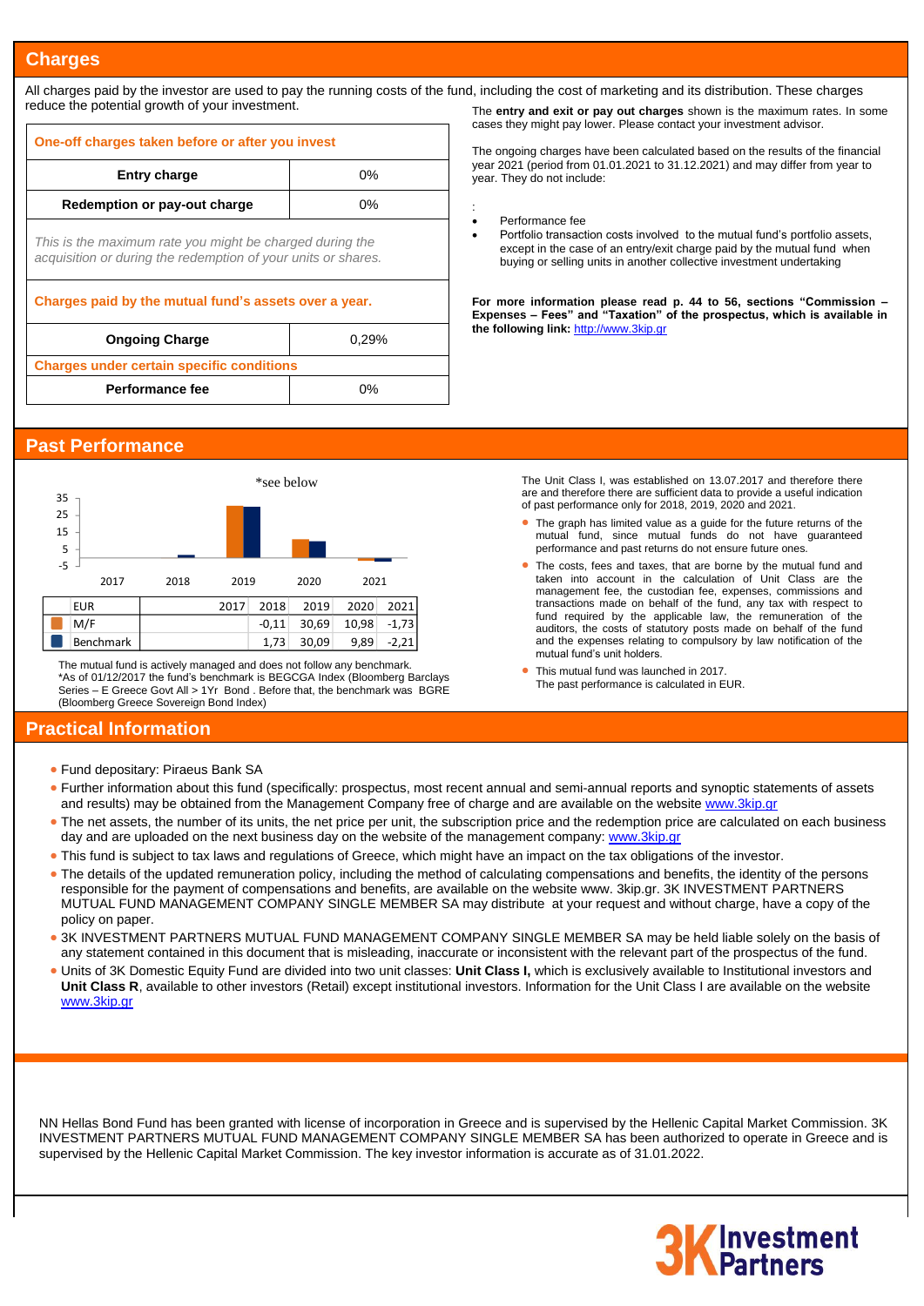## Charges

All charges paid by the investor are used to pay the running costs of the fund, including the cost of marketing and its distribution. These charges reduce the potential growth of your investment.

| One-off charges taken before or after you invest | |
|---|---|
| **Entry charge** | 0% |
| **Redemption or pay-out charge** | 0% |
| *This is the maximum rate you might be charged during the acquisition or during the redemption of your units or shares.* | |
| **Charges paid by the mutual fund's assets over a year.** | |
| **Ongoing Charge** | 0,29% |
| **Charges under certain specific conditions** | |
| **Performance fee** | 0% |

The **entry and exit or pay out charges** shown is the maximum rates. In some cases they might pay lower. Please contact your investment advisor.

The ongoing charges have been calculated based on the results of the financial year 2021 (period from 01.01.2021 to 31.12.2021) and may differ from year to year. They do not include:

:

- Performance fee
- Portfolio transaction costs involved to the mutual fund's portfolio assets, except in the case of an entry/exit charge paid by the mutual fund when buying or selling units in another collective investment undertaking

**For more information please read p. 44 to 56, sections "Commission – Expenses – Fees" and "Taxation" of the prospectus, which is available in the following link:** http://www.3kip.gr

## Past Performance

*see below

35
25
15
5
-5

2017 2018 2019 2020 2021

| EUR | 2017 | 2018 | 2019 | 2020 | 2021 |
|---|---|---|---|---|---|
| M/F | | -0,11 | 30,69 | 10,98 | -1,73 |
| Benchmark | | 1,73 | 30,09 | 9,89 | -2,21 |

The mutual fund is actively managed and does not follow any benchmark.
*As of 01/12/2017 the fund's benchmark is BEGCGA Index (Bloomberg Barclays Series – E Greece Govt All > 1Yr Bond . Before that, the benchmark was BGRE (Bloomberg Greece Sovereign Bond Index)

The Unit Class I, was established on 13.07.2017 and therefore there are and therefore there are sufficient data to provide a useful indication of past performance only for 2018, 2019, 2020 and 2021.

- The graph has limited value as a guide for the future returns of the mutual fund, since mutual funds do not have guaranteed performance and past returns do not ensure future ones.
- The costs, fees and taxes, that are borne by the mutual fund and taken into account in the calculation of Unit Class are the management fee, the custodian fee, expenses, commissions and transactions made on behalf of the fund, any tax with respect to fund required by the applicable law, the remuneration of the auditors, the costs of statutory posts made on behalf of the fund and the expenses relating to compulsory by law notification of the mutual fund's unit holders.
- This mutual fund was launched in 2017. The past performance is calculated in EUR.

## Practical Information

- Fund depositary: Piraeus Bank SA
- Further information about this fund (specifically: prospectus, most recent annual and semi-annual reports and synoptic statements of assets and results) may be obtained from the Management Company free of charge and are available on the website www.3kip.gr
- The net assets, the number of its units, the net price per unit, the subscription price and the redemption price are calculated on each business day and are uploaded on the next business day on the website of the management company: www.3kip.gr
- This fund is subject to tax laws and regulations of Greece, which might have an impact on the tax obligations of the investor.
- The details of the updated remuneration policy, including the method of calculating compensations and benefits, the identity of the persons responsible for the payment of compensations and benefits, are available on the website www. 3kip.gr. 3K INVESTMENT PARTNERS MUTUAL FUND MANAGEMENT COMPANY SINGLE MEMBER SA may distribute at your request and without charge, have a copy of the policy on paper.
- 3K INVESTMENT PARTNERS MUTUAL FUND MANAGEMENT COMPANY SINGLE MEMBER SA may be held liable solely on the basis of any statement contained in this document that is misleading, inaccurate or inconsistent with the relevant part of the prospectus of the fund.
- Units of 3K Domestic Equity Fund are divided into two unit classes: **Unit Class I,** which is exclusively available to Institutional investors and **Unit Class R**, available to other investors (Retail) except institutional investors. Information for the Unit Class I are available on the website www.3kip.gr

NN Hellas Bond Fund has been granted with license of incorporation in Greece and is supervised by the Hellenic Capital Market Commission. 3K INVESTMENT PARTNERS MUTUAL FUND MANAGEMENT COMPANY SINGLE MEMBER SA has been authorized to operate in Greece and is supervised by the Hellenic Capital Market Commission. The key investor information is accurate as of 31.01.2022.

3K Investment Partners